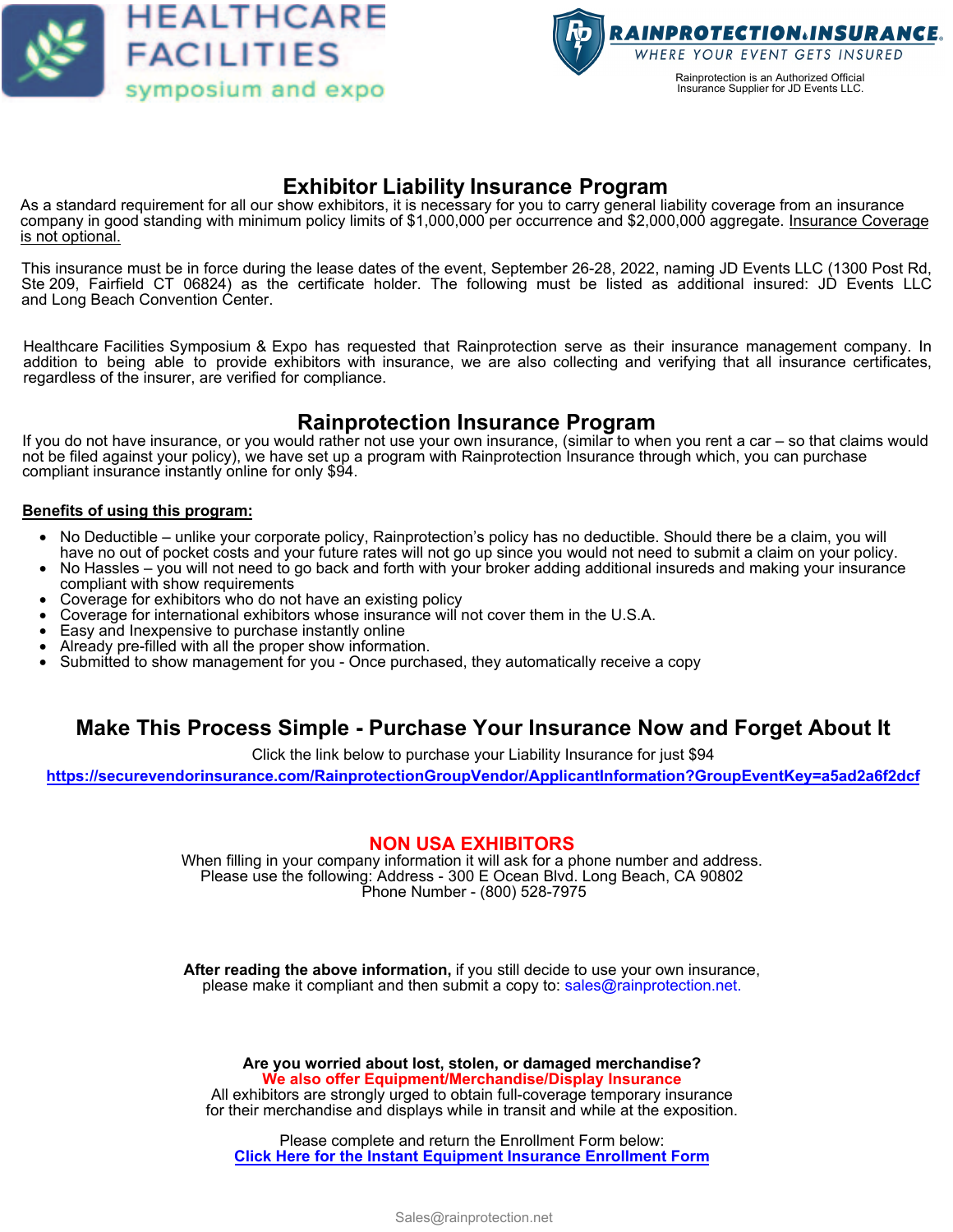HEALTHCARE FACILITIES symposium and expo

RAINPROTECTION.INSURANCE
WHERE YOUR EVENT GETS INSURED

Rainprotection is an Authorized Official Insurance Supplier for JD Events LLC.

## Exhibitor Liability Insurance Program

As a standard requirement for all our show exhibitors, it is necessary for you to carry general liability coverage from an insurance company in good standing with minimum policy limits of $1,000,000 per occurrence and $2,000,000 aggregate. Insurance Coverage is not optional.

This insurance must be in force during the lease dates of the event, September 26-28, 2022, naming JD Events LLC (1300 Post Rd, Ste 209, Fairfield CT 06824) as the certificate holder. The following must be listed as additional insured: JD Events LLC and Long Beach Convention Center.

Healthcare Facilities Symposium & Expo has requested that Rainprotection serve as their insurance management company. In addition to being able to provide exhibitors with insurance, we are also collecting and verifying that all insurance certificates, regardless of the insurer, are verified for compliance.

## Rainprotection Insurance Program

If you do not have insurance, or you would rather not use your own insurance, (similar to when you rent a car – so that claims would not be filed against your policy), we have set up a program with Rainprotection Insurance through which, you can purchase compliant insurance instantly online for only $94.

**Benefits of using this program:**

- No Deductible – unlike your corporate policy, Rainprotection's policy has no deductible. Should there be a claim, you will have no out of pocket costs and your future rates will not go up since you would not need to submit a claim on your policy.
- No Hassles – you will not need to go back and forth with your broker adding additional insureds and making your insurance compliant with show requirements
- Coverage for exhibitors who do not have an existing policy
- Coverage for international exhibitors whose insurance will not cover them in the U.S.A.
- Easy and Inexpensive to purchase instantly online
- Already pre-filled with all the proper show information.
- Submitted to show management for you - Once purchased, they automatically receive a copy

## Make This Process Simple - Purchase Your Insurance Now and Forget About It

Click the link below to purchase your Liability Insurance for just $94

**https://securevendorinsurance.com/RainprotectionGroupVendor/ApplicantInformation?GroupEventKey=a5ad2a6f2dcf**

### NON USA EXHIBITORS

When filling in your company information it will ask for a phone number and address.
Please use the following: Address - 300 E Ocean Blvd. Long Beach, CA 90802
Phone Number - (800) 528-7975

**After reading the above information,** if you still decide to use your own insurance, please make it compliant and then submit a copy to: sales@rainprotection.net.

**Are you worried about lost, stolen, or damaged merchandise?**
**We also offer Equipment/Merchandise/Display Insurance**
All exhibitors are strongly urged to obtain full-coverage temporary insurance for their merchandise and displays while in transit and while at the exposition.

Please complete and return the Enrollment Form below:
**Click Here for the Instant Equipment Insurance Enrollment Form**

Sales@rainprotection.net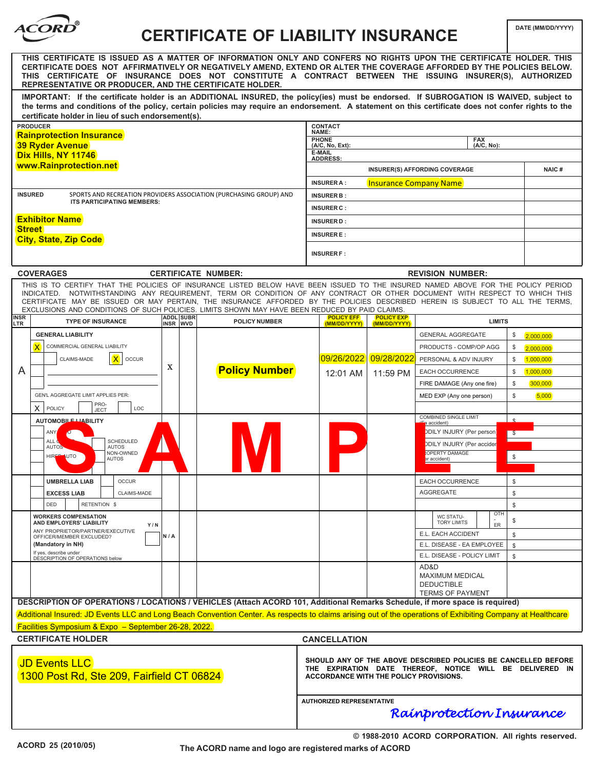ACORD®

# CERTIFICATE OF LIABILITY INSURANCE

DATE (MM/DD/YYYY)

THIS CERTIFICATE IS ISSUED AS A MATTER OF INFORMATION ONLY AND CONFERS NO RIGHTS UPON THE CERTIFICATE HOLDER. THIS CERTIFICATE DOES NOT AFFIRMATIVELY OR NEGATIVELY AMEND, EXTEND OR ALTER THE COVERAGE AFFORDED BY THE POLICIES BELOW. THIS CERTIFICATE OF INSURANCE DOES NOT CONSTITUTE A CONTRACT BETWEEN THE ISSUING INSURER(S), AUTHORIZED REPRESENTATIVE OR PRODUCER, AND THE CERTIFICATE HOLDER.

IMPORTANT: If the certificate holder is an ADDITIONAL INSURED, the policy(ies) must be endorsed. If SUBROGATION IS WAIVED, subject to the terms and conditions of the policy, certain policies may require an endorsement. A statement on this certificate does not confer rights to the certificate holder in lieu of such endorsement(s).

| PRODUCER | CONTACT NAME: | | |
|---|---|---|---|
| Rainprotection Insurance<br>39 Ryder Avenue<br>Dix Hills, NY 11746<br>www.Rainprotection.net | PHONE (A/C, No, Ext): | FAX (A/C, No): | |
| | E-MAIL ADDRESS: | | |
| | INSURER(S) AFFORDING COVERAGE | | NAIC # |
| | INSURER A : Insurance Company Name | | |
| INSURED SPORTS AND RECREATION PROVIDERS ASSOCIATION (PURCHASING GROUP) AND ITS PARTICIPATING MEMBERS:<br><br>Exhibitor Name<br>Street<br>City, State, Zip Code | INSURER B : | | |
| | INSURER C : | | |
| | INSURER D : | | |
| | INSURER E : | | |
| | INSURER F : | | |

**COVERAGES** CERTIFICATE NUMBER: REVISION NUMBER:

THIS IS TO CERTIFY THAT THE POLICIES OF INSURANCE LISTED BELOW HAVE BEEN ISSUED TO THE INSURED NAMED ABOVE FOR THE POLICY PERIOD INDICATED. NOTWITHSTANDING ANY REQUIREMENT, TERM OR CONDITION OF ANY CONTRACT OR OTHER DOCUMENT WITH RESPECT TO WHICH THIS CERTIFICATE MAY BE ISSUED OR MAY PERTAIN, THE INSURANCE AFFORDED BY THE POLICIES DESCRIBED HEREIN IS SUBJECT TO ALL THE TERMS, EXCLUSIONS AND CONDITIONS OF SUCH POLICIES. LIMITS SHOWN MAY HAVE BEEN REDUCED BY PAID CLAIMS.

| INSR LTR | TYPE OF INSURANCE | ADDL INSR | SUBR WVD | POLICY NUMBER | POLICY EFF (MM/DD/YYYY) | POLICY EXP (MM/DD/YYYY) | LIMITS | |
|---|---|---|---|---|---|---|---|---|
| A | GENERAL LIABILITY<br>X COMMERCIAL GENERAL LIABILITY<br>CLAIMS-MADE X OCCUR<br>GEN'L AGGREGATE LIMIT APPLIES PER: X POLICY PRO-JECT LOC | X | | Policy Number | 09/26/2022 12:01 AM | 09/28/2022 11:59 PM | GENERAL AGGREGATE | $ 2,000,000 |
| | | | | | | | PRODUCTS - COMP/OP AGG | $ 2,000,000 |
| | | | | | | | PERSONAL & ADV INJURY | $ 1,000,000 |
| | | | | | | | EACH OCCURRENCE | $ 1,000,000 |
| | | | | | | | FIRE DAMAGE (Any one fire) | $ 300,000 |
| | | | | | | | MED EXP (Any one person) | $ 5,000 |
| | AUTOMOBILE LIABILITY<br>ANY AUTO<br>ALL OWNED AUTOS SCHEDULED AUTOS<br>HIRED AUTO NON-OWNED AUTOS | | | | | | COMBINED SINGLE LIMIT (Ea accident) | $ |
| | | | | | | | BODILY INJURY (Per person) | $ |
| | | | | | | | BODILY INJURY (Per accident) | $ |
| | | | | | | | PROPERTY DAMAGE (Per accident) | $ |
| | UMBRELLA LIAB OCCUR<br>EXCESS LIAB CLAIMS-MADE<br>DED RETENTION $ | | | | | | EACH OCCURRENCE | $ |
| | | | | | | | AGGREGATE | $ |
| | | | | | | | | $ |
| | WORKERS COMPENSATION AND EMPLOYERS' LIABILITY Y/N<br>ANY PROPRIETOR/PARTNER/EXECUTIVE OFFICER/MEMBER EXCLUDED? (Mandatory in NH)<br>If yes, describe under DESCRIPTION OF OPERATIONS below | N/A | | | | | WC STATU-TORY LIMITS / OTH-ER | $ |
| | | | | | | | E.L. EACH ACCIDENT | $ |
| | | | | | | | E.L. DISEASE - EA EMPLOYEE | $ |
| | | | | | | | E.L. DISEASE - POLICY LIMIT | $ |
| | | | | | | | AD&D<br>MAXIMUM MEDICAL<br>DEDUCTIBLE<br>TERMS OF PAYMENT | |

SAMPLE

**DESCRIPTION OF OPERATIONS / LOCATIONS / VEHICLES (Attach ACORD 101, Additional Remarks Schedule, if more space is required)**

Additional Insured: JD Events LLC and Long Beach Convention Center. As respects to claims arising out of the operations of Exhibiting Company at Healthcare Facilities Symposium & Expo – September 26-28, 2022.

| CERTIFICATE HOLDER | CANCELLATION |
|---|---|
| JD Events LLC<br>1300 Post Rd, Ste 209, Fairfield CT 06824 | SHOULD ANY OF THE ABOVE DESCRIBED POLICIES BE CANCELLED BEFORE THE EXPIRATION DATE THEREOF, NOTICE WILL BE DELIVERED IN ACCORDANCE WITH THE POLICY PROVISIONS.<br><br>AUTHORIZED REPRESENTATIVE<br>*Rainprotection Insurance* |

© 1988-2010 ACORD CORPORATION. All rights reserved.

ACORD 25 (2010/05)

The ACORD name and logo are registered marks of ACORD